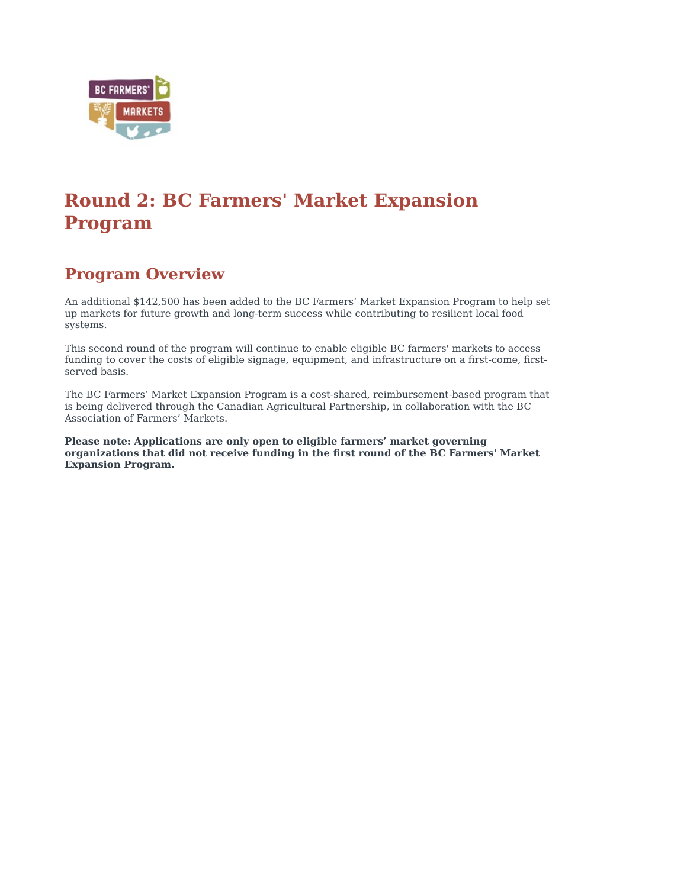# Round 2: BC Farmers' Market Expansion Program

## Program Overview

An additional $142,500 has been added to the BC Farmers’ Market Expansion Program to help set up markets for future growth and long-term success while contributing to resilient local food systems.

This second round of the program will continue to enable eligible BC farmers' markets to access funding to cover the costs of eligible signage, equipment, and infrastructure on a first-come, first-served basis.

The BC Farmers’ Market Expansion Program is a cost-shared, reimbursement-based program that is being delivered through the Canadian Agricultural Partnership, in collaboration with the BC Association of Farmers’ Markets.

**Please note: Applications are only open to eligible farmers’ market governing organizations that did not receive funding in the first round of the BC Farmers' Market Expansion Program.**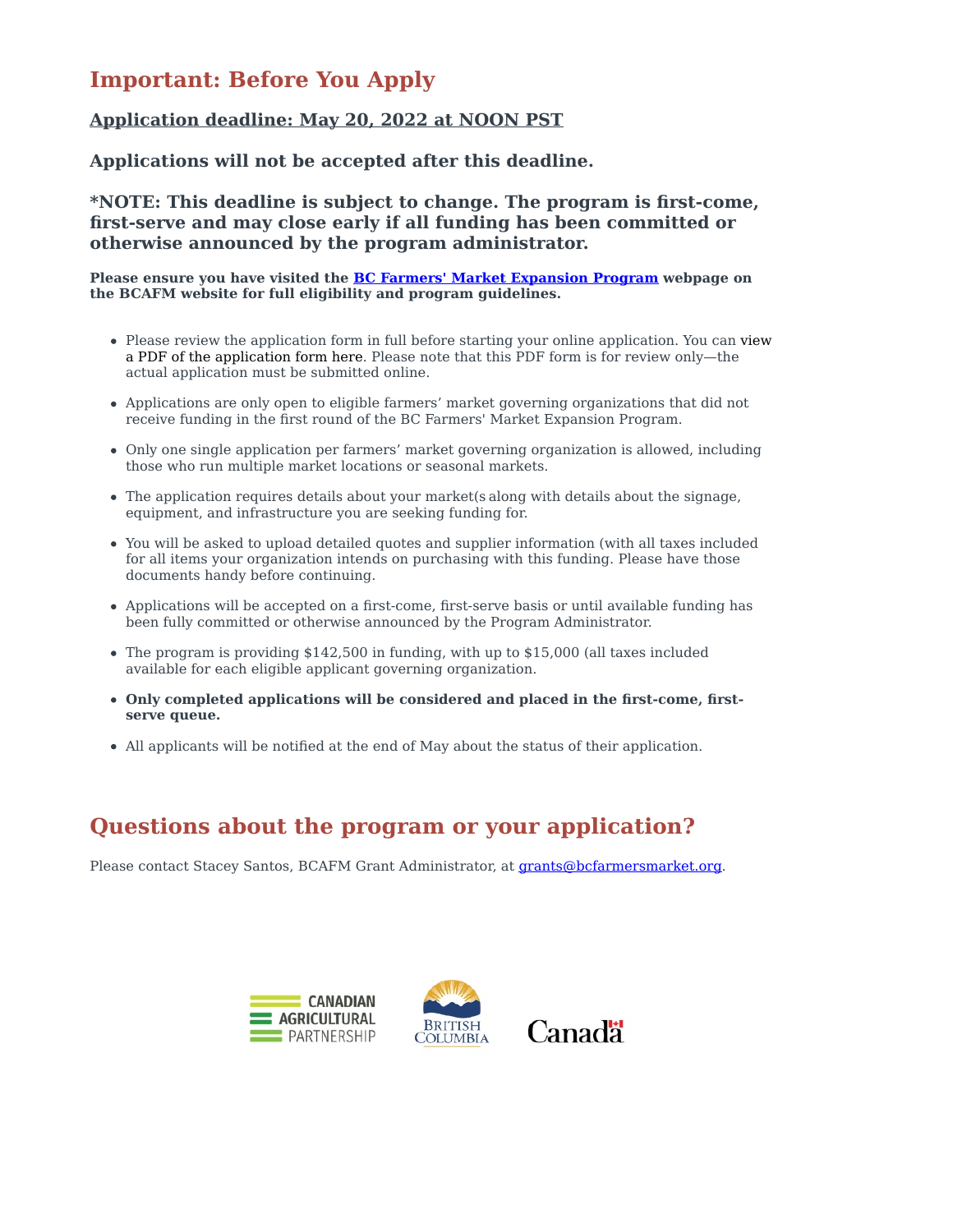# Important: Before You Apply

## Application deadline: May 20, 2022 at NOON PST

### Applications will not be accepted after this deadline.

### *NOTE: This deadline is subject to change. The program is first-come, first-serve and may close early if all funding has been committed or otherwise announced by the program administrator.

**Please ensure you have visited the [BC Farmers' Market Expansion Program](#) webpage on the BCAFM website for full eligibility and program guidelines.**

- Please review the application form in full before starting your online application. You can view a PDF of the application form here. Please note that this PDF form is for review only—the actual application must be submitted online.
- Applications are only open to eligible farmers' market governing organizations that did not receive funding in the first round of the BC Farmers' Market Expansion Program.
- Only one single application per farmers' market governing organization is allowed, including those who run multiple market locations or seasonal markets.
- The application requires details about your market(s along with details about the signage, equipment, and infrastructure you are seeking funding for.
- You will be asked to upload detailed quotes and supplier information (with all taxes included for all items your organization intends on purchasing with this funding. Please have those documents handy before continuing.
- Applications will be accepted on a first-come, first-serve basis or until available funding has been fully committed or otherwise announced by the Program Administrator.
- The program is providing $142,500 in funding, with up to $15,000 (all taxes included available for each eligible applicant governing organization.
- **Only completed applications will be considered and placed in the first-come, first-serve queue.**
- All applicants will be notified at the end of May about the status of their application.

# Questions about the program or your application?

Please contact Stacey Santos, BCAFM Grant Administrator, at grants@bcfarmersmarket.org.

CANADIAN AGRICULTURAL PARTNERSHIP

BRITISH COLUMBIA

Canada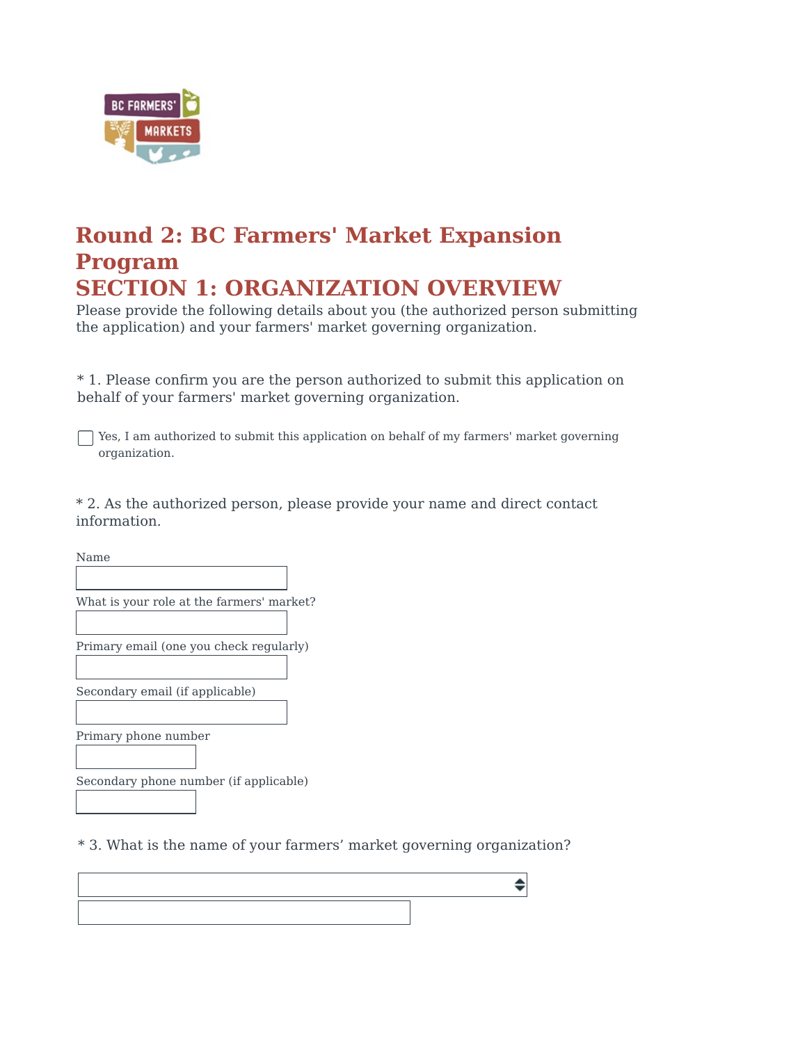# Round 2: BC Farmers' Market Expansion Program

## SECTION 1: ORGANIZATION OVERVIEW

Please provide the following details about you (the authorized person submitting the application) and your farmers' market governing organization.

* 1. Please confirm you are the person authorized to submit this application on behalf of your farmers' market governing organization.

- [ ] Yes, I am authorized to submit this application on behalf of my farmers' market governing organization.

* 2. As the authorized person, please provide your name and direct contact information.

Name

What is your role at the farmers' market?

Primary email (one you check regularly)

Secondary email (if applicable)

Primary phone number

Secondary phone number (if applicable)

* 3. What is the name of your farmers' market governing organization?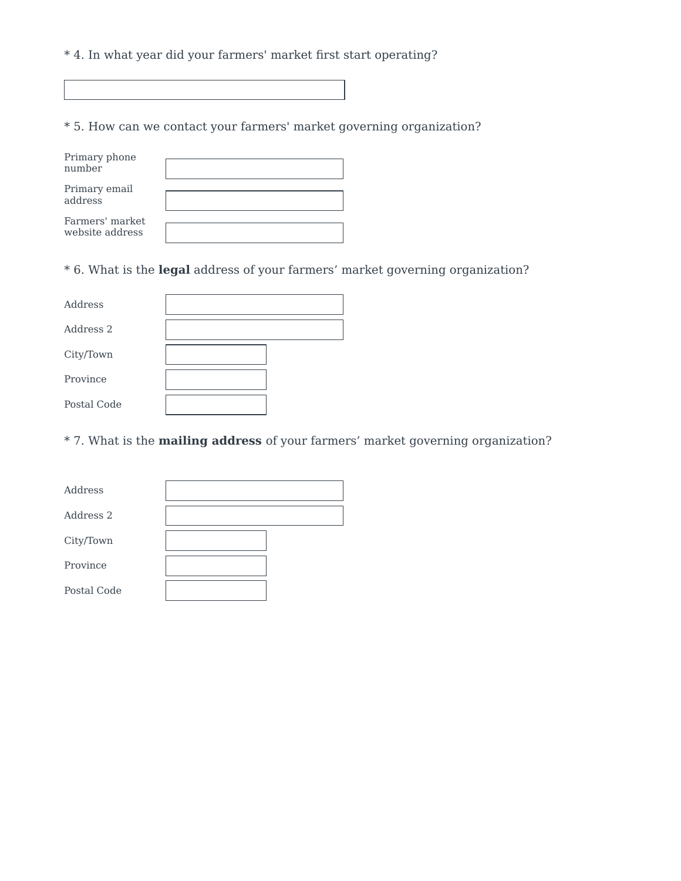* 4. In what year did your farmers' market first start operating?

* 5. How can we contact your farmers' market governing organization?

Primary phone number

Primary email address

Farmers' market website address

* 6. What is the **legal** address of your farmers’ market governing organization?

Address

Address 2

City/Town

Province

Postal Code

* 7. What is the **mailing address** of your farmers’ market governing organization?

Address

Address 2

City/Town

Province

Postal Code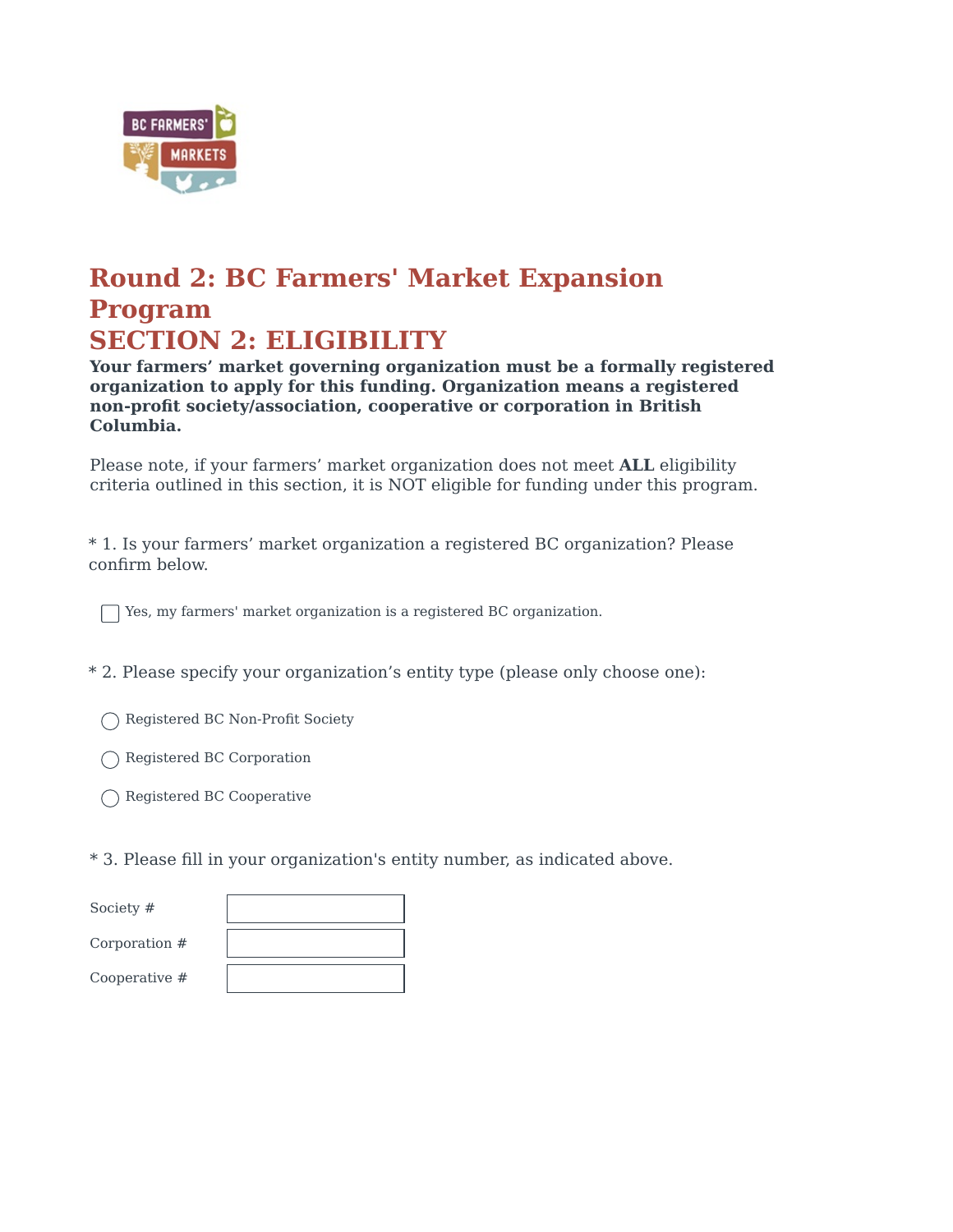# Round 2: BC Farmers' Market Expansion Program

## SECTION 2: ELIGIBILITY

**Your farmers' market governing organization must be a formally registered organization to apply for this funding. Organization means a registered non-profit society/association, cooperative or corporation in British Columbia.**

Please note, if your farmers' market organization does not meet **ALL** eligibility criteria outlined in this section, it is NOT eligible for funding under this program.

\* 1. Is your farmers' market organization a registered BC organization? Please confirm below.

- [ ] Yes, my farmers' market organization is a registered BC organization.

\* 2. Please specify your organization's entity type (please only choose one):

- ◯ Registered BC Non-Profit Society
- ◯ Registered BC Corporation
- ◯ Registered BC Cooperative

\* 3. Please fill in your organization's entity number, as indicated above.

| | |
|---|---|
| Society # | |
| Corporation # | |
| Cooperative # | |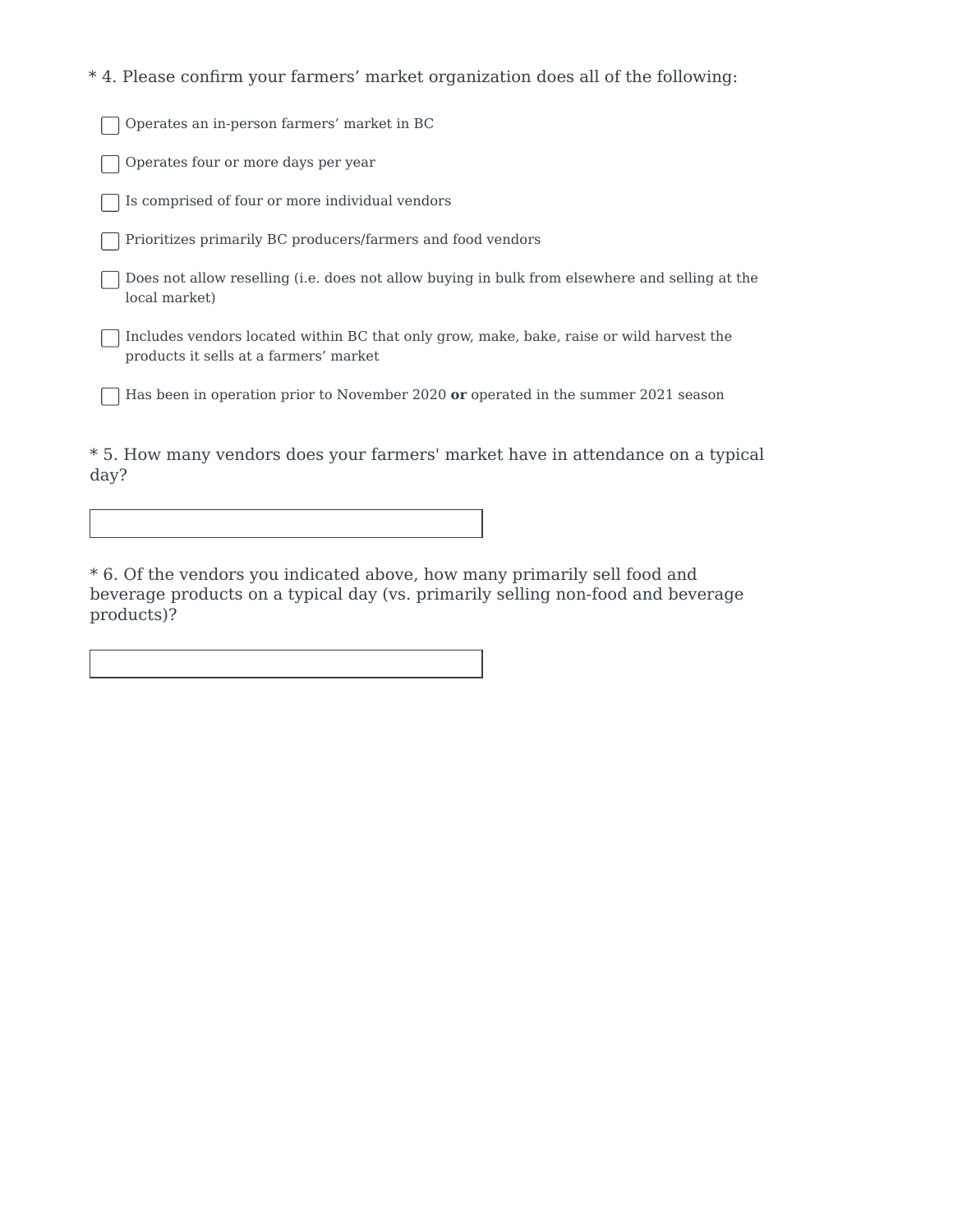* 4. Please confirm your farmers’ market organization does all of the following:

- [ ] Operates an in-person farmers’ market in BC
- [ ] Operates four or more days per year
- [ ] Is comprised of four or more individual vendors
- [ ] Prioritizes primarily BC producers/farmers and food vendors
- [ ] Does not allow reselling (i.e. does not allow buying in bulk from elsewhere and selling at the local market)
- [ ] Includes vendors located within BC that only grow, make, bake, raise or wild harvest the products it sells at a farmers’ market
- [ ] Has been in operation prior to November 2020 **or** operated in the summer 2021 season

* 5. How many vendors does your farmers' market have in attendance on a typical day?

\_\_\_\_\_\_\_\_\_\_\_\_\_\_\_\_\_\_\_\_

* 6. Of the vendors you indicated above, how many primarily sell food and beverage products on a typical day (vs. primarily selling non-food and beverage products)?

\_\_\_\_\_\_\_\_\_\_\_\_\_\_\_\_\_\_\_\_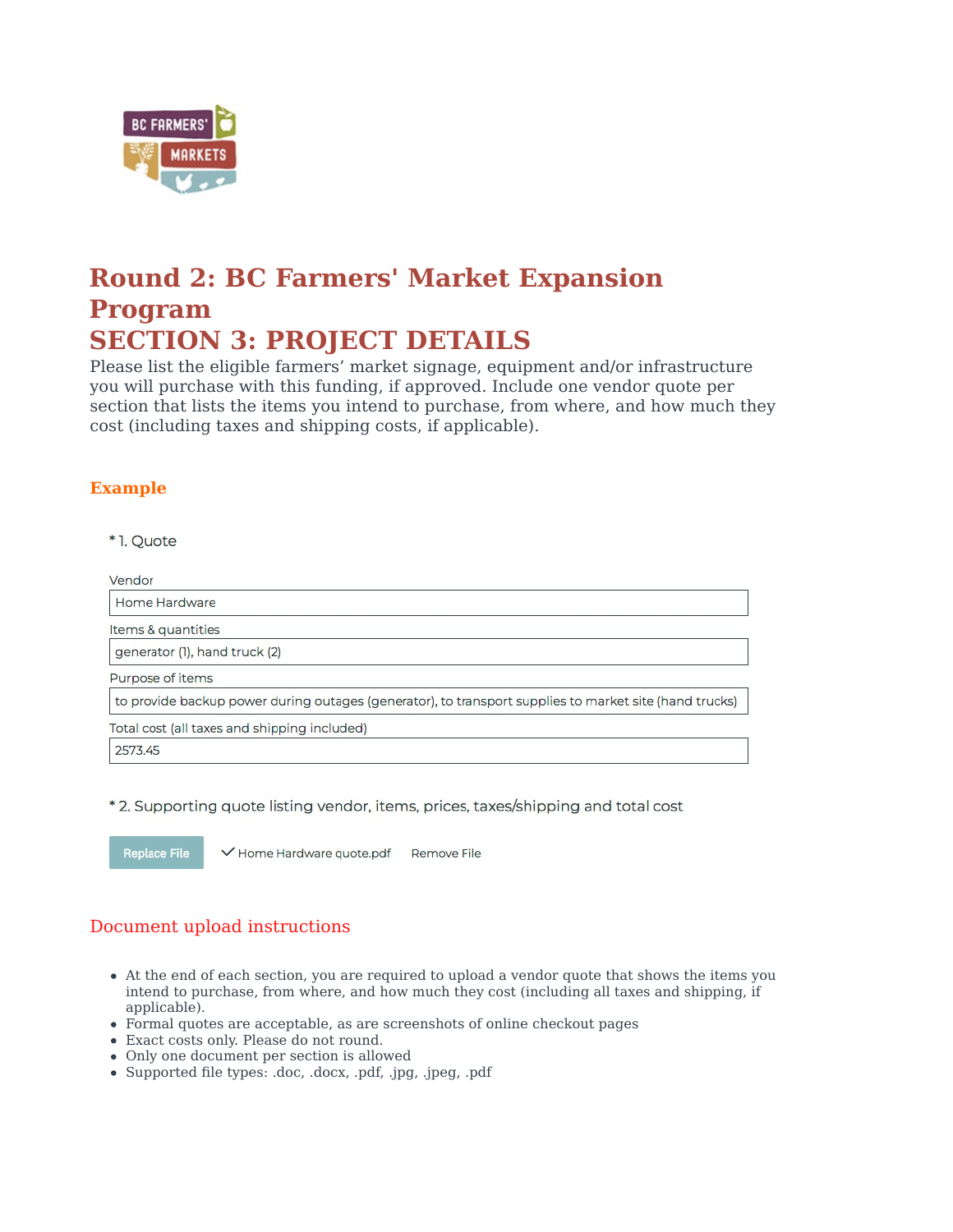# Round 2: BC Farmers' Market Expansion Program

# SECTION 3: PROJECT DETAILS

Please list the eligible farmers' market signage, equipment and/or infrastructure you will purchase with this funding, if approved. Include one vendor quote per section that lists the items you intend to purchase, from where, and how much they cost (including taxes and shipping costs, if applicable).

### Example

\* 1. Quote

Vendor

Home Hardware

Items & quantities

generator (1), hand truck (2)

Purpose of items

to provide backup power during outages (generator), to transport supplies to market site (hand trucks)

Total cost (all taxes and shipping included)

2573.45

\* 2. Supporting quote listing vendor, items, prices, taxes/shipping and total cost

Replace File ✓ Home Hardware quote.pdf Remove File

### Document upload instructions

- At the end of each section, you are required to upload a vendor quote that shows the items you intend to purchase, from where, and how much they cost (including all taxes and shipping, if applicable).
- Formal quotes are acceptable, as are screenshots of online checkout pages
- Exact costs only. Please do not round.
- Only one document per section is allowed
- Supported file types: .doc, .docx, .pdf, .jpg, .jpeg, .pdf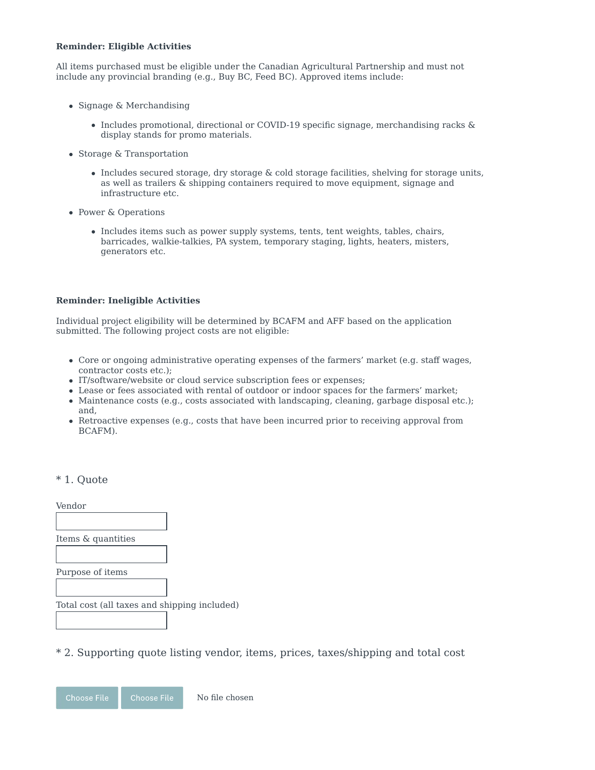**Reminder: Eligible Activities**

All items purchased must be eligible under the Canadian Agricultural Partnership and must not include any provincial branding (e.g., Buy BC, Feed BC). Approved items include:

- Signage & Merchandising
  - Includes promotional, directional or COVID-19 specific signage, merchandising racks & display stands for promo materials.
- Storage & Transportation
  - Includes secured storage, dry storage & cold storage facilities, shelving for storage units, as well as trailers & shipping containers required to move equipment, signage and infrastructure etc.
- Power & Operations
  - Includes items such as power supply systems, tents, tent weights, tables, chairs, barricades, walkie-talkies, PA system, temporary staging, lights, heaters, misters, generators etc.

**Reminder: Ineligible Activities**

Individual project eligibility will be determined by BCAFM and AFF based on the application submitted. The following project costs are not eligible:

- Core or ongoing administrative operating expenses of the farmers' market (e.g. staff wages, contractor costs etc.);
- IT/software/website or cloud service subscription fees or expenses;
- Lease or fees associated with rental of outdoor or indoor spaces for the farmers' market;
- Maintenance costs (e.g., costs associated with landscaping, cleaning, garbage disposal etc.); and,
- Retroactive expenses (e.g., costs that have been incurred prior to receiving approval from BCAFM).

### * 1. Quote

Vendor

Items & quantities

Purpose of items

Total cost (all taxes and shipping included)

### * 2. Supporting quote listing vendor, items, prices, taxes/shipping and total cost

Choose File Choose File No file chosen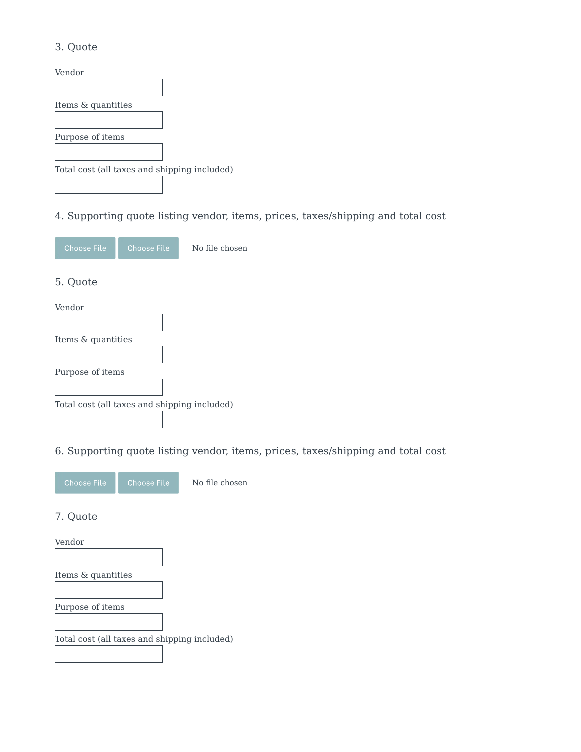### 3. Quote

Vendor

Items & quantities

Purpose of items

Total cost (all taxes and shipping included)

### 4. Supporting quote listing vendor, items, prices, taxes/shipping and total cost

Choose File Choose File No file chosen

### 5. Quote

Vendor

Items & quantities

Purpose of items

Total cost (all taxes and shipping included)

### 6. Supporting quote listing vendor, items, prices, taxes/shipping and total cost

Choose File Choose File No file chosen

### 7. Quote

Vendor

Items & quantities

Purpose of items

Total cost (all taxes and shipping included)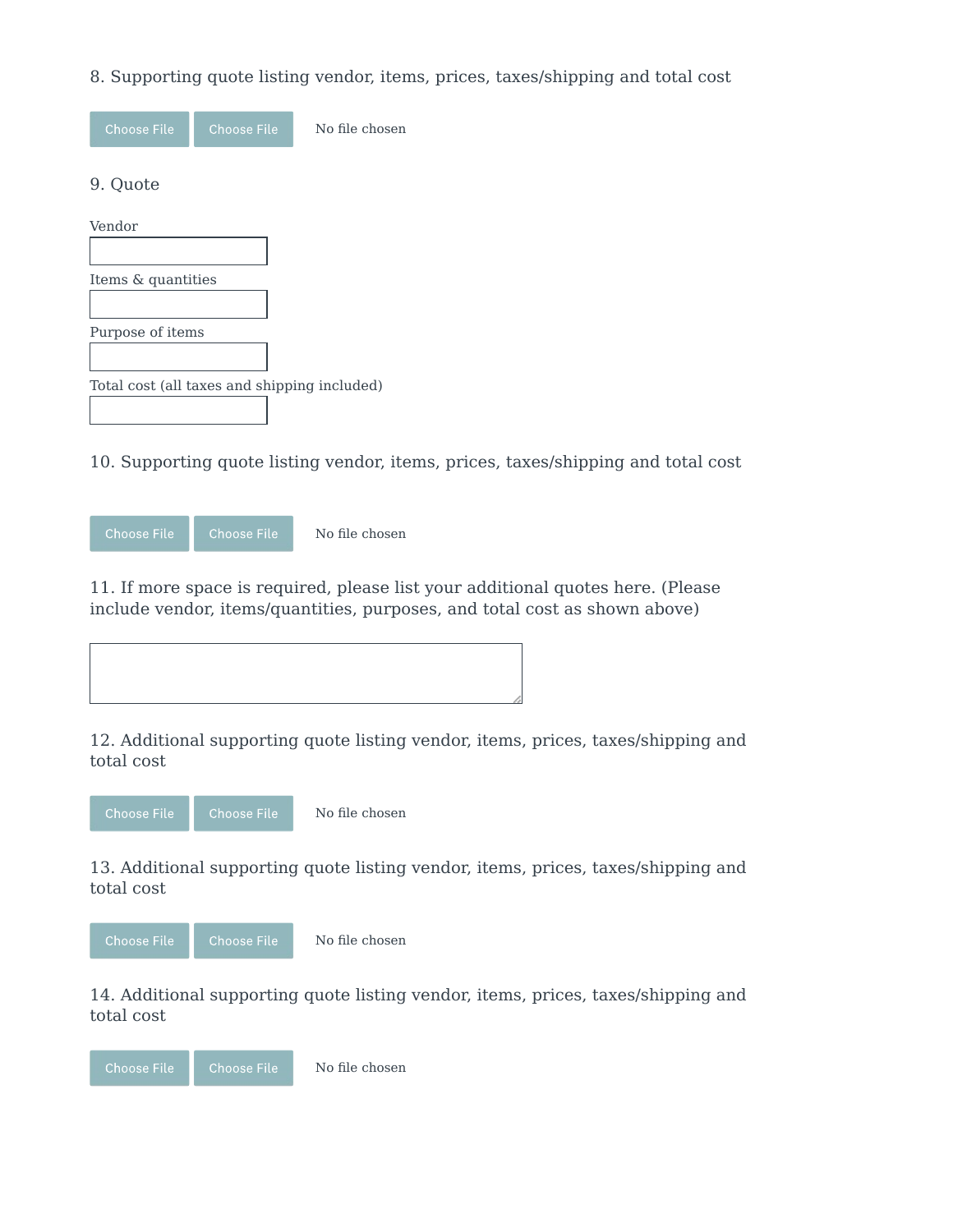8. Supporting quote listing vendor, items, prices, taxes/shipping and total cost

Choose File Choose File No file chosen

9. Quote

Vendor

Items & quantities

Purpose of items

Total cost (all taxes and shipping included)

10. Supporting quote listing vendor, items, prices, taxes/shipping and total cost

Choose File Choose File No file chosen

11. If more space is required, please list your additional quotes here. (Please include vendor, items/quantities, purposes, and total cost as shown above)

12. Additional supporting quote listing vendor, items, prices, taxes/shipping and total cost

Choose File Choose File No file chosen

13. Additional supporting quote listing vendor, items, prices, taxes/shipping and total cost

Choose File Choose File No file chosen

14. Additional supporting quote listing vendor, items, prices, taxes/shipping and total cost

Choose File Choose File No file chosen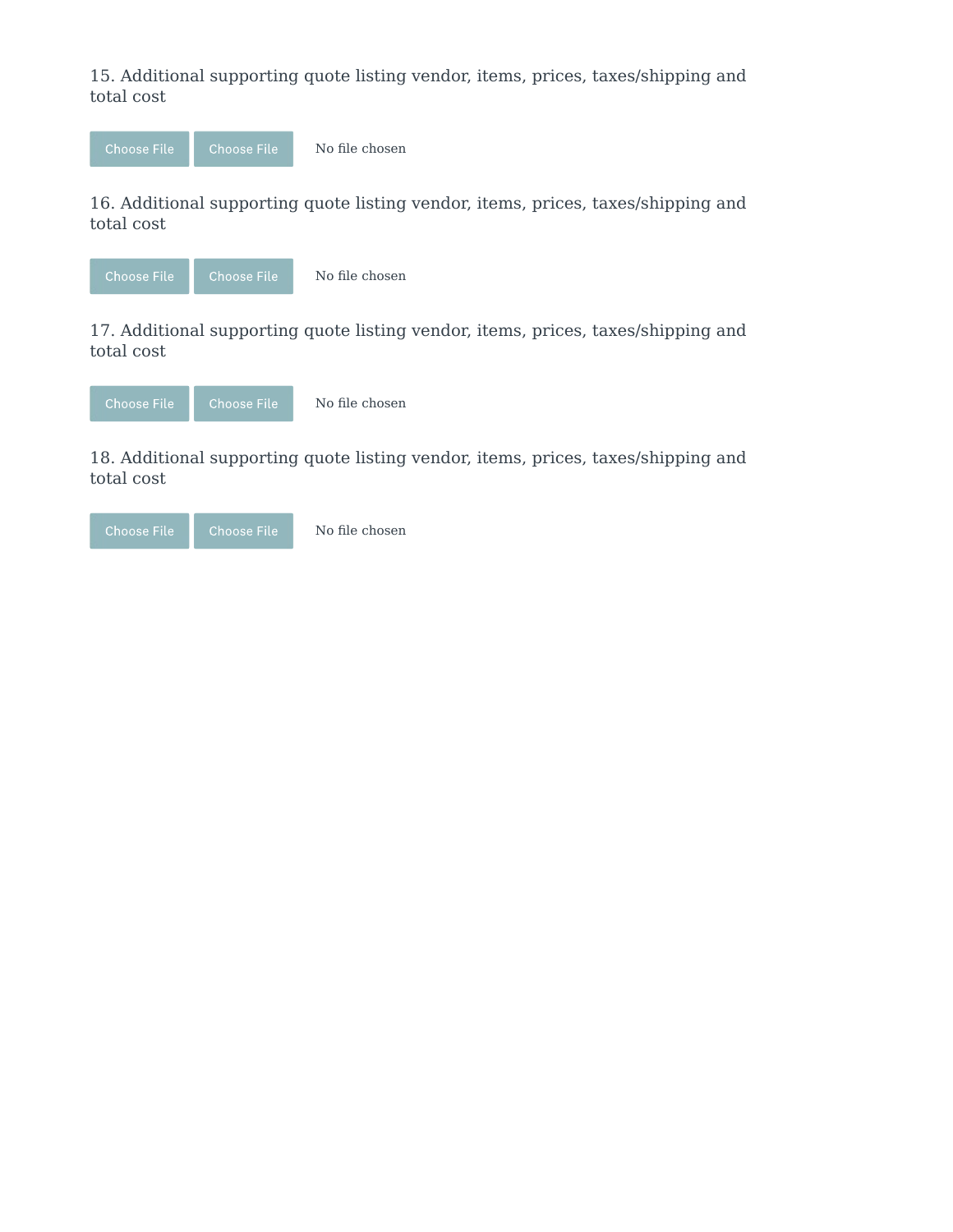15. Additional supporting quote listing vendor, items, prices, taxes/shipping and total cost

Choose File Choose File No file chosen

16. Additional supporting quote listing vendor, items, prices, taxes/shipping and total cost

Choose File Choose File No file chosen

17. Additional supporting quote listing vendor, items, prices, taxes/shipping and total cost

Choose File Choose File No file chosen

18. Additional supporting quote listing vendor, items, prices, taxes/shipping and total cost

Choose File Choose File No file chosen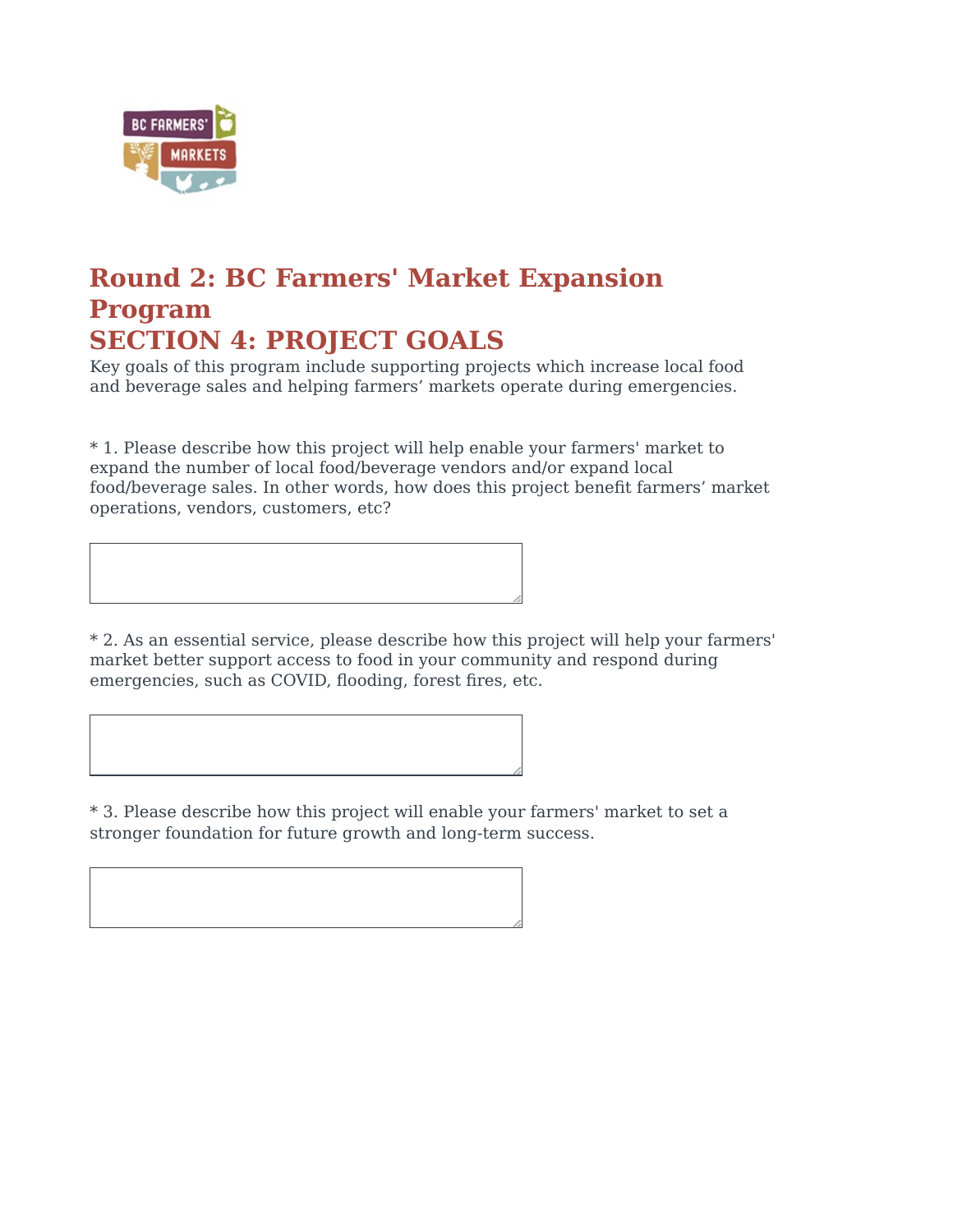# Round 2: BC Farmers' Market Expansion Program

## SECTION 4: PROJECT GOALS

Key goals of this program include supporting projects which increase local food and beverage sales and helping farmers' markets operate during emergencies.

* 1. Please describe how this project will help enable your farmers' market to expand the number of local food/beverage vendors and/or expand local food/beverage sales. In other words, how does this project benefit farmers' market operations, vendors, customers, etc?

* 2. As an essential service, please describe how this project will help your farmers' market better support access to food in your community and respond during emergencies, such as COVID, flooding, forest fires, etc.

* 3. Please describe how this project will enable your farmers' market to set a stronger foundation for future growth and long-term success.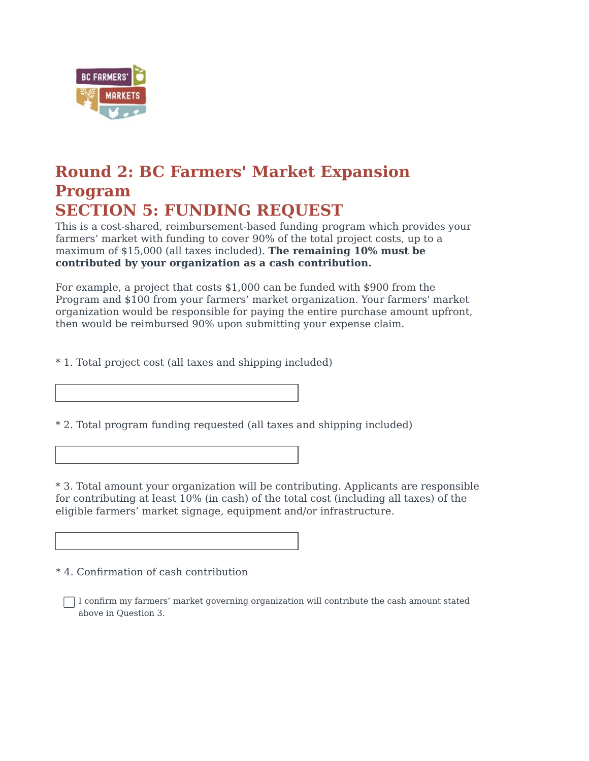# Round 2: BC Farmers' Market Expansion Program

# SECTION 5: FUNDING REQUEST

This is a cost-shared, reimbursement-based funding program which provides your farmers' market with funding to cover 90% of the total project costs, up to a maximum of $15,000 (all taxes included). **The remaining 10% must be contributed by your organization as a cash contribution.**

For example, a project that costs $1,000 can be funded with $900 from the Program and $100 from your farmers' market organization. Your farmers' market organization would be responsible for paying the entire purchase amount upfront, then would be reimbursed 90% upon submitting your expense claim.

\* 1. Total project cost (all taxes and shipping included)

\* 2. Total program funding requested (all taxes and shipping included)

\* 3. Total amount your organization will be contributing. Applicants are responsible for contributing at least 10% (in cash) of the total cost (including all taxes) of the eligible farmers' market signage, equipment and/or infrastructure.

\* 4. Confirmation of cash contribution

- [ ] I confirm my farmers' market governing organization will contribute the cash amount stated above in Question 3.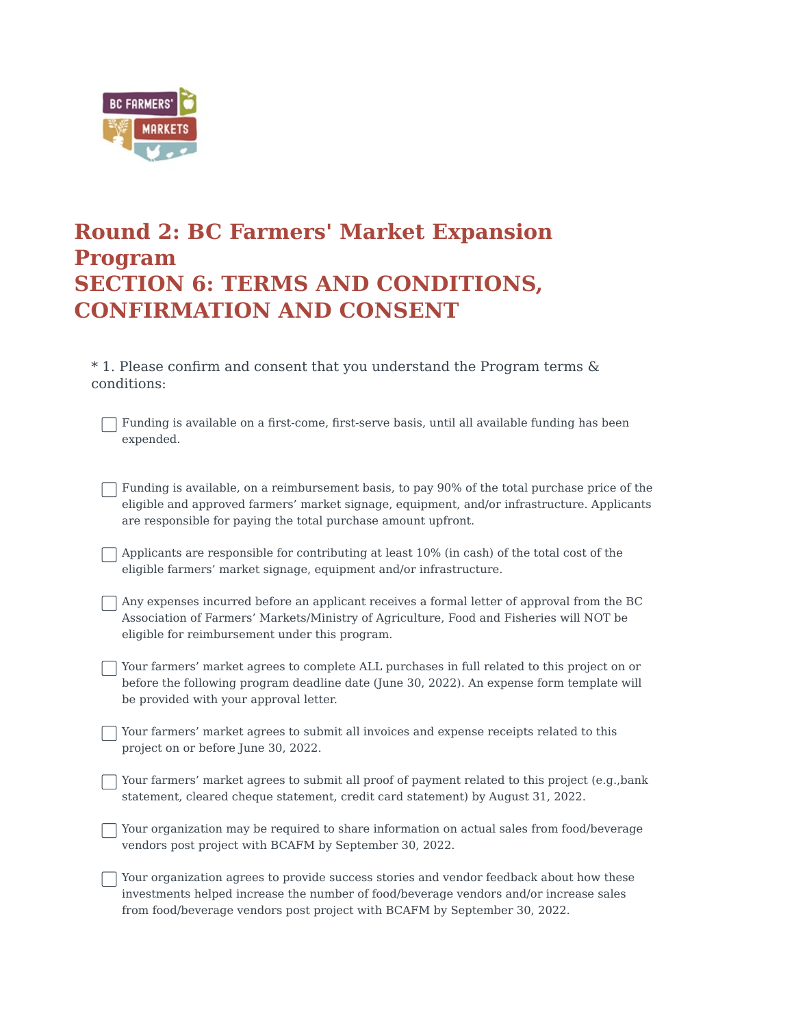# Round 2: BC Farmers' Market Expansion Program

# SECTION 6: TERMS AND CONDITIONS, CONFIRMATION AND CONSENT

\* 1. Please confirm and consent that you understand the Program terms & conditions:

- [ ] Funding is available on a first-come, first-serve basis, until all available funding has been expended.
- [ ] Funding is available, on a reimbursement basis, to pay 90% of the total purchase price of the eligible and approved farmers' market signage, equipment, and/or infrastructure. Applicants are responsible for paying the total purchase amount upfront.
- [ ] Applicants are responsible for contributing at least 10% (in cash) of the total cost of the eligible farmers' market signage, equipment and/or infrastructure.
- [ ] Any expenses incurred before an applicant receives a formal letter of approval from the BC Association of Farmers' Markets/Ministry of Agriculture, Food and Fisheries will NOT be eligible for reimbursement under this program.
- [ ] Your farmers' market agrees to complete ALL purchases in full related to this project on or before the following program deadline date (June 30, 2022). An expense form template will be provided with your approval letter.
- [ ] Your farmers' market agrees to submit all invoices and expense receipts related to this project on or before June 30, 2022.
- [ ] Your farmers' market agrees to submit all proof of payment related to this project (e.g.,bank statement, cleared cheque statement, credit card statement) by August 31, 2022.
- [ ] Your organization may be required to share information on actual sales from food/beverage vendors post project with BCAFM by September 30, 2022.
- [ ] Your organization agrees to provide success stories and vendor feedback about how these investments helped increase the number of food/beverage vendors and/or increase sales from food/beverage vendors post project with BCAFM by September 30, 2022.